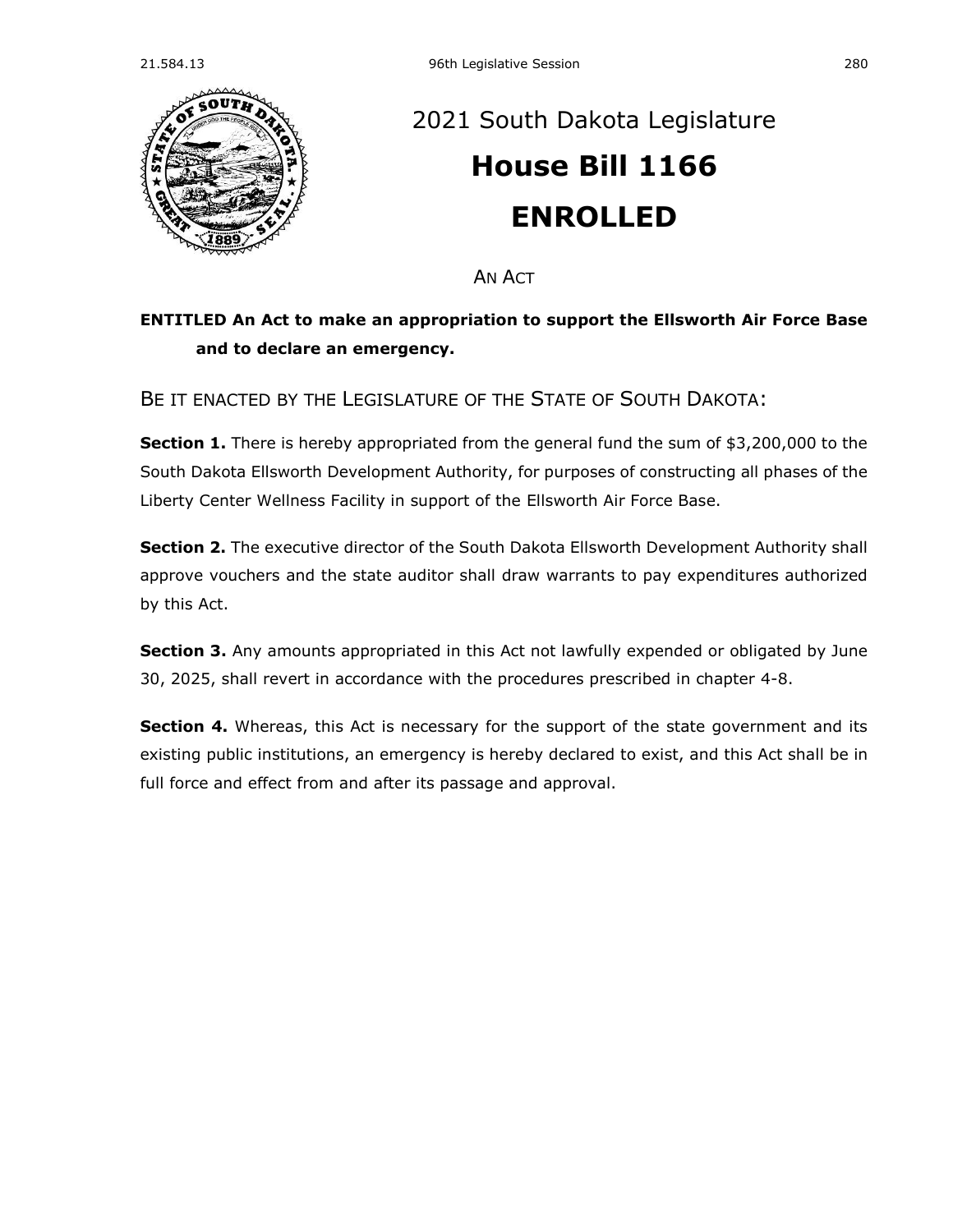# 2021 South Dakota Legislature

# House Bill 1166

# ENROLLED

AN ACT

**ENTITLED An Act to make an appropriation to support the Ellsworth Air Force Base and to declare an emergency.**

BE IT ENACTED BY THE LEGISLATURE OF THE STATE OF SOUTH DAKOTA:

**Section 1.** There is hereby appropriated from the general fund the sum of $3,200,000 to the South Dakota Ellsworth Development Authority, for purposes of constructing all phases of the Liberty Center Wellness Facility in support of the Ellsworth Air Force Base.

**Section 2.** The executive director of the South Dakota Ellsworth Development Authority shall approve vouchers and the state auditor shall draw warrants to pay expenditures authorized by this Act.

**Section 3.** Any amounts appropriated in this Act not lawfully expended or obligated by June 30, 2025, shall revert in accordance with the procedures prescribed in chapter 4-8.

**Section 4.** Whereas, this Act is necessary for the support of the state government and its existing public institutions, an emergency is hereby declared to exist, and this Act shall be in full force and effect from and after its passage and approval.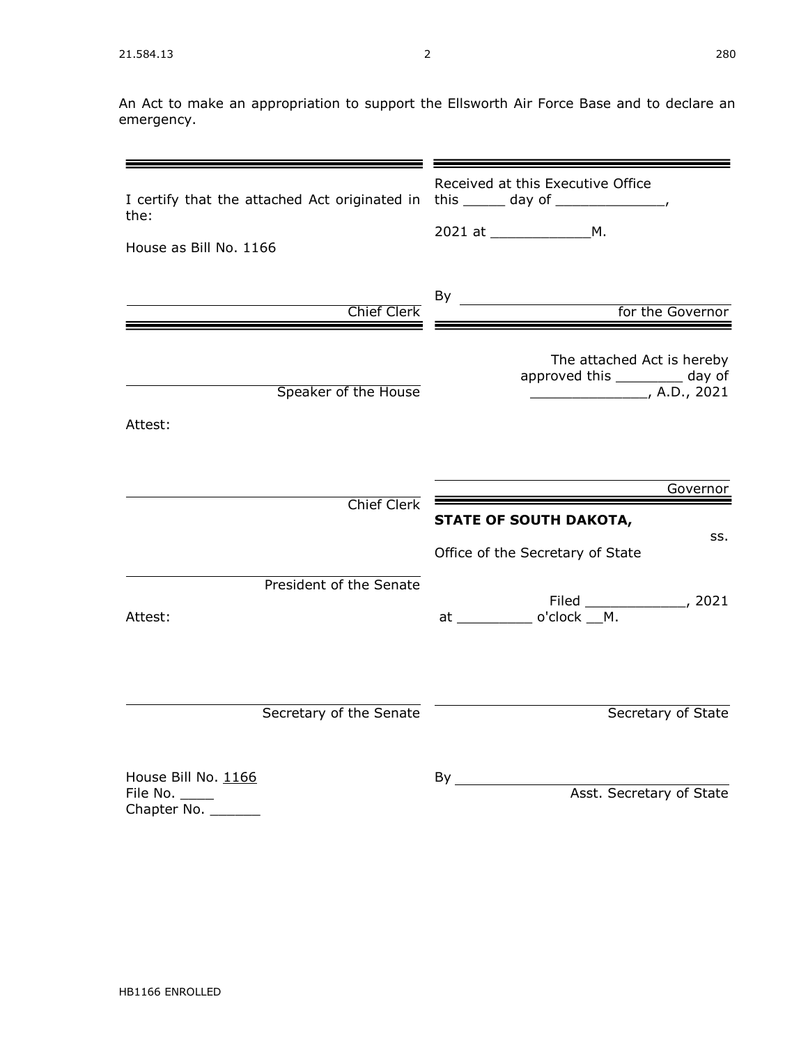An Act to make an appropriation to support the Ellsworth Air Force Base and to declare an emergency.

I certify that the attached Act originated in the:

House as Bill No. 1166

_____________________________
Chief Clerk

_____________________________
Speaker of the House

Attest:

_____________________________
Chief Clerk

_____________________________
President of the Senate

Attest:

_____________________________
Secretary of the Senate

House Bill No. 1166
File No. ____
Chapter No. ______

Received at this Executive Office this _____ day of _____________,

2021 at ____________M.

By _____________________________
for the Governor

The attached Act is hereby approved this ________ day of ______________, A.D., 2021

_____________________________
Governor

**STATE OF SOUTH DAKOTA,**

ss.

Office of the Secretary of State

Filed ____________, 2021 at _________ o'clock __M.

_____________________________
Secretary of State

By _____________________________
Asst. Secretary of State